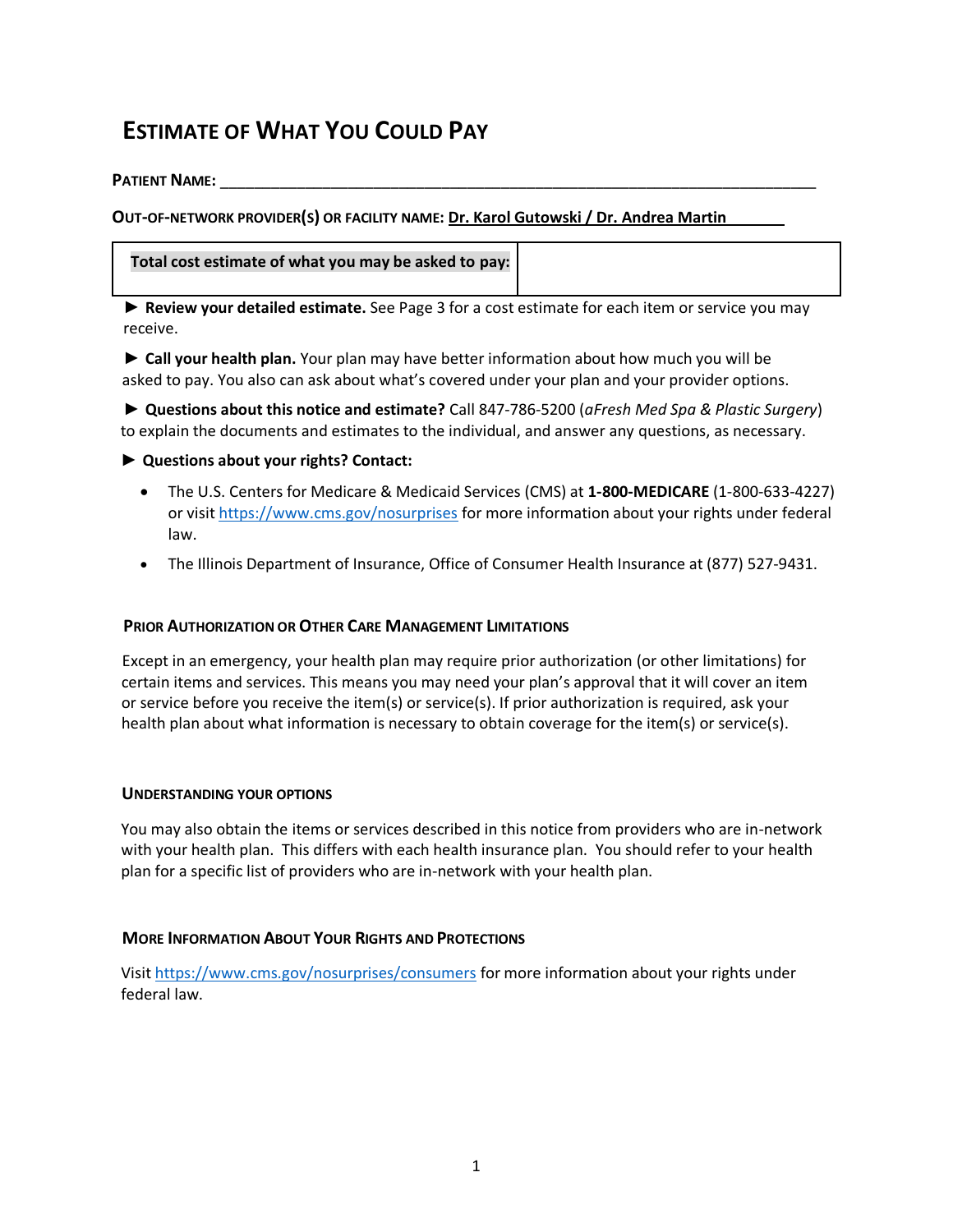# Estimate of What You Could Pay

**Patient Name:** ______________________________________________________________________

**Out-of-network provider(s) or facility name:** Dr. Karol Gutowski / Dr. Andrea Martin

| **Total cost estimate of what you may be asked to pay:** | |
|---|---|

► **Review your detailed estimate.** See Page 3 for a cost estimate for each item or service you may receive.

► **Call your health plan.** Your plan may have better information about how much you will be asked to pay. You also can ask about what's covered under your plan and your provider options.

► **Questions about this notice and estimate?** Call 847-786-5200 (*aFresh Med Spa & Plastic Surgery*) to explain the documents and estimates to the individual, and answer any questions, as necessary.

► **Questions about your rights? Contact:**

- The U.S. Centers for Medicare & Medicaid Services (CMS) at **1-800-MEDICARE** (1-800-633-4227) or visit https://www.cms.gov/nosurprises for more information about your rights under federal law.
- The Illinois Department of Insurance, Office of Consumer Health Insurance at (877) 527-9431.

## Prior Authorization or Other Care Management Limitations

Except in an emergency, your health plan may require prior authorization (or other limitations) for certain items and services. This means you may need your plan's approval that it will cover an item or service before you receive the item(s) or service(s). If prior authorization is required, ask your health plan about what information is necessary to obtain coverage for the item(s) or service(s).

## Understanding Your Options

You may also obtain the items or services described in this notice from providers who are in-network with your health plan. This differs with each health insurance plan. You should refer to your health plan for a specific list of providers who are in-network with your health plan.

## More Information About Your Rights and Protections

Visit https://www.cms.gov/nosurprises/consumers for more information about your rights under federal law.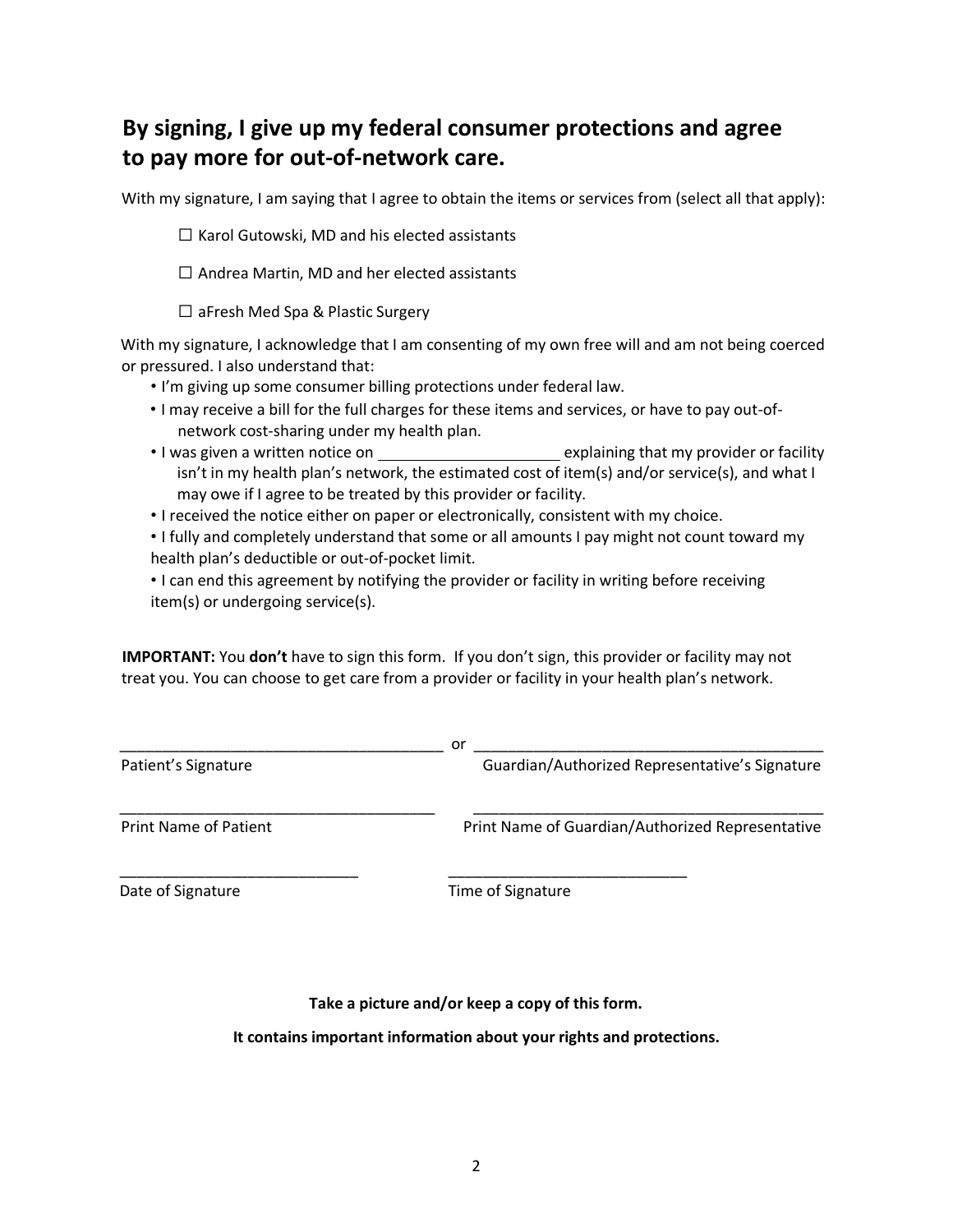## By signing, I give up my federal consumer protections and agree to pay more for out-of-network care.

With my signature, I am saying that I agree to obtain the items or services from (select all that apply):

☐ Karol Gutowski, MD and his elected assistants

☐ Andrea Martin, MD and her elected assistants

☐ aFresh Med Spa & Plastic Surgery

With my signature, I acknowledge that I am consenting of my own free will and am not being coerced or pressured. I also understand that:

- I'm giving up some consumer billing protections under federal law.
- I may receive a bill for the full charges for these items and services, or have to pay out-of-network cost-sharing under my health plan.
- I was given a written notice on _____________________ explaining that my provider or facility isn't in my health plan's network, the estimated cost of item(s) and/or service(s), and what I may owe if I agree to be treated by this provider or facility.
- I received the notice either on paper or electronically, consistent with my choice.
- I fully and completely understand that some or all amounts I pay might not count toward my health plan's deductible or out-of-pocket limit.
- I can end this agreement by notifying the provider or facility in writing before receiving item(s) or undergoing service(s).

**IMPORTANT:** You **don't** have to sign this form. If you don't sign, this provider or facility may not treat you. You can choose to get care from a provider or facility in your health plan's network.

______________________________________ or ______________________________________

Patient's Signature — Guardian/Authorized Representative's Signature

______________________________________ ______________________________________

Print Name of Patient — Print Name of Guardian/Authorized Representative

____________________________ ____________________________

Date of Signature — Time of Signature

**Take a picture and/or keep a copy of this form.**

**It contains important information about your rights and protections.**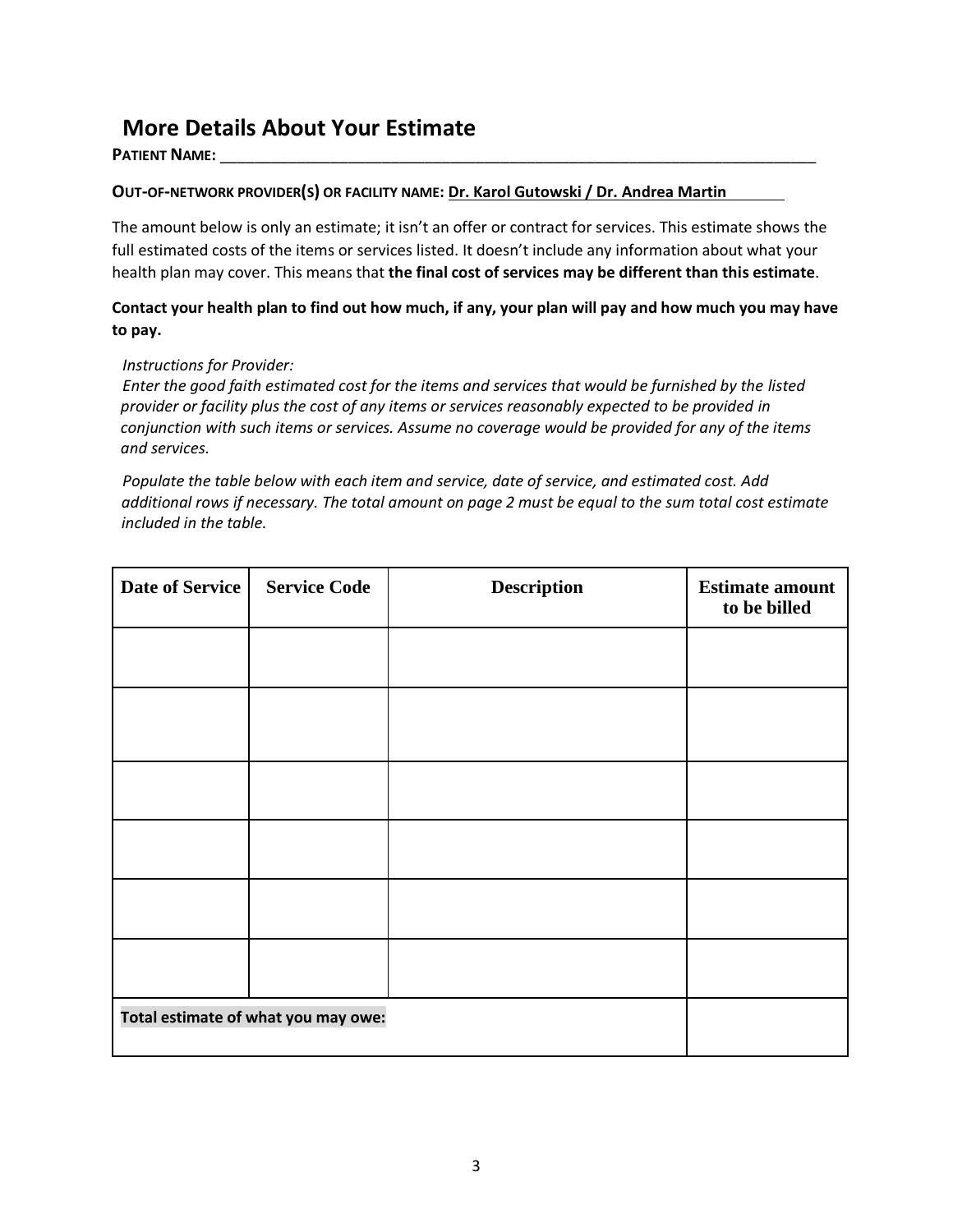## More Details About Your Estimate

**PATIENT NAME:** ___________________________________________________________________________

**OUT-OF-NETWORK PROVIDER(S) OR FACILITY NAME:** **Dr. Karol Gutowski / Dr. Andrea Martin**

The amount below is only an estimate; it isn't an offer or contract for services. This estimate shows the full estimated costs of the items or services listed. It doesn't include any information about what your health plan may cover. This means that **the final cost of services may be different than this estimate**.

**Contact your health plan to find out how much, if any, your plan will pay and how much you may have to pay.**

*Instructions for Provider:*
*Enter the good faith estimated cost for the items and services that would be furnished by the listed provider or facility plus the cost of any items or services reasonably expected to be provided in conjunction with such items or services. Assume no coverage would be provided for any of the items and services.*

*Populate the table below with each item and service, date of service, and estimated cost. Add additional rows if necessary. The total amount on page 2 must be equal to the sum total cost estimate included in the table.*

| Date of Service | Service Code | Description | Estimate amount to be billed |
|---|---|---|---|
| | | | |
| | | | |
| | | | |
| | | | |
| | | | |
| | | | |
| **Total estimate of what you may owe:** | | | |